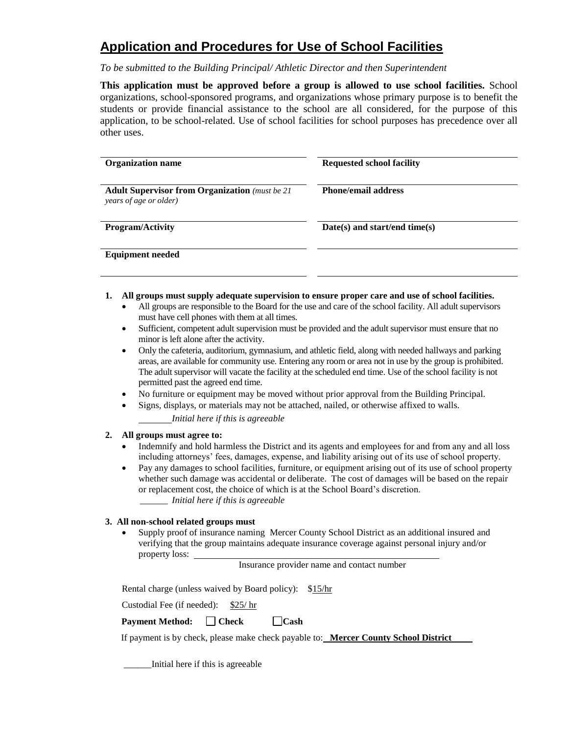# Application and Procedures for Use of School Facilities

*To be submitted to the Building Principal/ Athletic Director and then Superintendent*

**This application must be approved before a group is allowed to use school facilities.** School organizations, school-sponsored programs, and organizations whose primary purpose is to benefit the students or provide financial assistance to the school are all considered, for the purpose of this application, to be school-related. Use of school facilities for school purposes has precedence over all other uses.

| | |
|---|---|
| **Organization name** | **Requested school facility** |
| **Adult Supervisor from Organization** *(must be 21 years of age or older)* | **Phone/email address** |
| **Program/Activity** | **Date(s) and start/end time(s)** |
| **Equipment needed** | |

1. **All groups must supply adequate supervision to ensure proper care and use of school facilities.**
   - All groups are responsible to the Board for the use and care of the school facility. All adult supervisors must have cell phones with them at all times.
   - Sufficient, competent adult supervision must be provided and the adult supervisor must ensure that no minor is left alone after the activity.
   - Only the cafeteria, auditorium, gymnasium, and athletic field, along with needed hallways and parking areas, are available for community use. Entering any room or area not in use by the group is prohibited. The adult supervisor will vacate the facility at the scheduled end time. Use of the school facility is not permitted past the agreed end time.
   - No furniture or equipment may be moved without prior approval from the Building Principal.
   - Signs, displays, or materials may not be attached, nailed, or otherwise affixed to walls.

   _______ *Initial here if this is agreeable*

2. **All groups must agree to:**
   - Indemnify and hold harmless the District and its agents and employees for and from any and all loss including attorneys' fees, damages, expense, and liability arising out of its use of school property.
   - Pay any damages to school facilities, furniture, or equipment arising out of its use of school property whether such damage was accidental or deliberate. The cost of damages will be based on the repair or replacement cost, the choice of which is at the School Board's discretion.

   ______ *Initial here if this is agreeable*

3. **All non-school related groups must**
   - Supply proof of insurance naming Mercer County School District as an additional insured and verifying that the group maintains adequate insurance coverage against personal injury and/or property loss: ______________________________

     Insurance provider name and contact number

Rental charge (unless waived by Board policy): $15/hr

Custodial Fee (if needed): $25/ hr

**Payment Method:** ☐ **Check** ☐ **Cash**

If payment is by check, please make check payable to: **Mercer County School District**

______Initial here if this is agreeable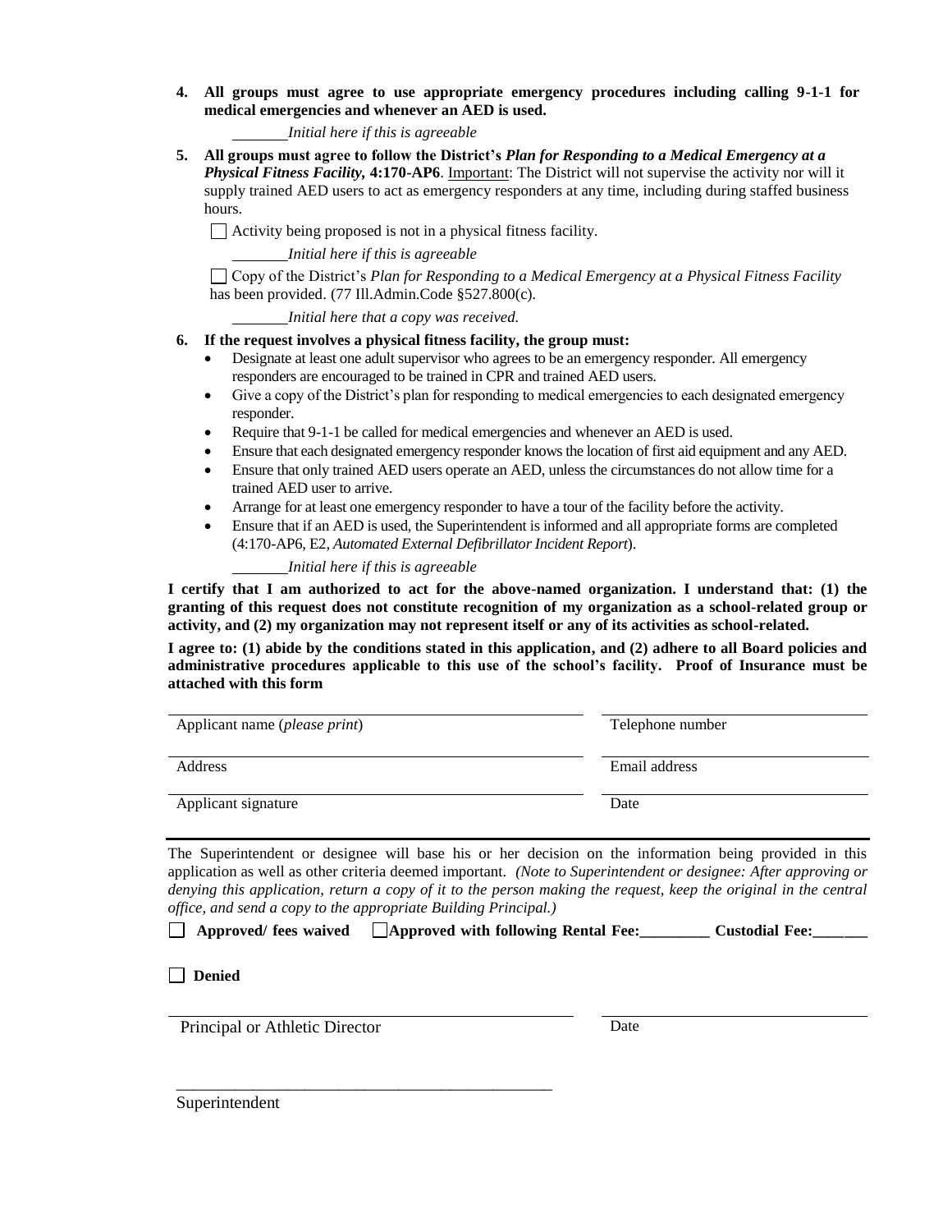4. **All groups must agree to use appropriate emergency procedures including calling 9-1-1 for medical emergencies and whenever an AED is used.**

   ________*Initial here if this is agreeable*

5. **All groups must agree to follow the District's *Plan for Responding to a Medical Emergency at a Physical Fitness Facility,* 4:170-AP6**. Important: The District will not supervise the activity nor will it supply trained AED users to act as emergency responders at any time, including during staffed business hours.

   ☐ Activity being proposed is not in a physical fitness facility.

   ________*Initial here if this is agreeable*

   ☐ Copy of the District's *Plan for Responding to a Medical Emergency at a Physical Fitness Facility* has been provided. (77 Ill.Admin.Code §527.800(c).

   ________*Initial here that a copy was received.*

6. **If the request involves a physical fitness facility, the group must:**
   - Designate at least one adult supervisor who agrees to be an emergency responder. All emergency responders are encouraged to be trained in CPR and trained AED users.
   - Give a copy of the District's plan for responding to medical emergencies to each designated emergency responder.
   - Require that 9-1-1 be called for medical emergencies and whenever an AED is used.
   - Ensure that each designated emergency responder knows the location of first aid equipment and any AED.
   - Ensure that only trained AED users operate an AED, unless the circumstances do not allow time for a trained AED user to arrive.
   - Arrange for at least one emergency responder to have a tour of the facility before the activity.
   - Ensure that if an AED is used, the Superintendent is informed and all appropriate forms are completed (4:170-AP6, E2, *Automated External Defibrillator Incident Report*).

   ________*Initial here if this is agreeable*

**I certify that I am authorized to act for the above-named organization. I understand that: (1) the granting of this request does not constitute recognition of my organization as a school-related group or activity, and (2) my organization may not represent itself or any of its activities as school-related.**

**I agree to: (1) abide by the conditions stated in this application, and (2) adhere to all Board policies and administrative procedures applicable to this use of the school's facility. Proof of Insurance must be attached with this form**

______________________________ ______________________

Applicant name (*please print*) Telephone number

______________________________ ______________________

Address Email address

______________________________ ______________________

Applicant signature Date

---

The Superintendent or designee will base his or her decision on the information being provided in this application as well as other criteria deemed important. *(Note to Superintendent or designee: After approving or denying this application, return a copy of it to the person making the request, keep the original in the central office, and send a copy to the appropriate Building Principal.)*

☐ **Approved/ fees waived** ☐ **Approved with following Rental Fee:_________ Custodial Fee:_______**

☐ **Denied**

______________________________ ______________________

Principal or Athletic Director Date

______________________________

Superintendent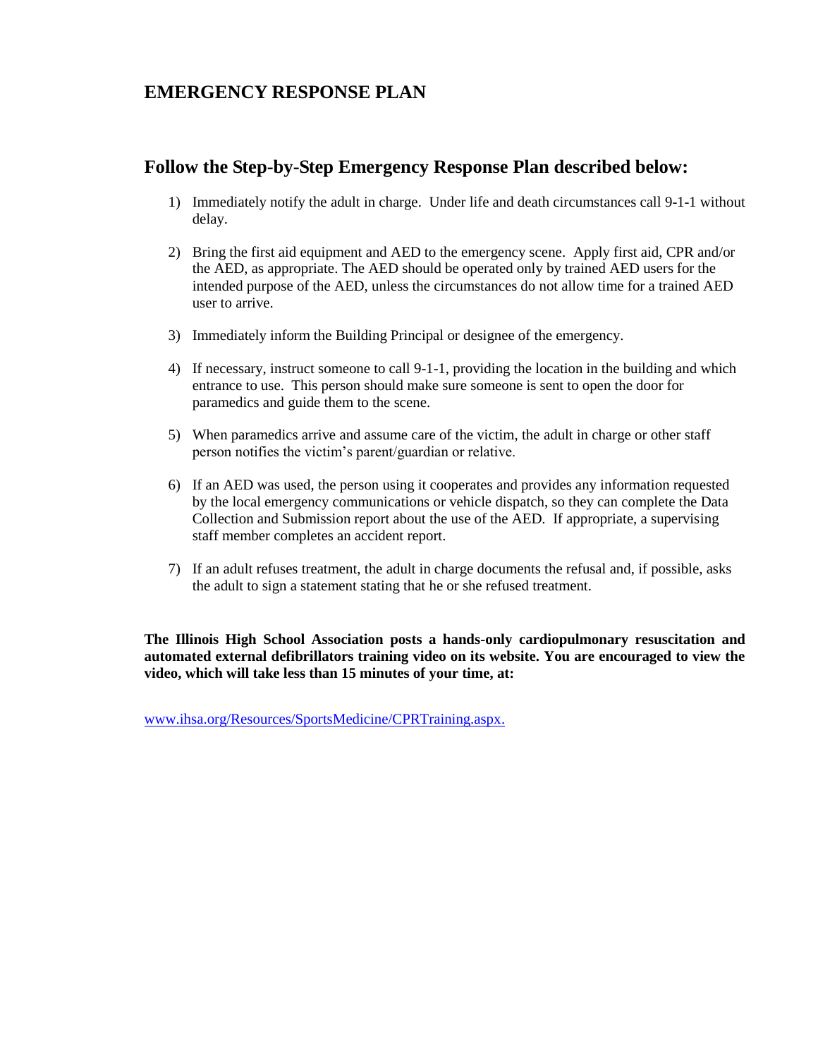# EMERGENCY RESPONSE PLAN

## Follow the Step-by-Step Emergency Response Plan described below:

1) Immediately notify the adult in charge. Under life and death circumstances call 9-1-1 without delay.

2) Bring the first aid equipment and AED to the emergency scene. Apply first aid, CPR and/or the AED, as appropriate. The AED should be operated only by trained AED users for the intended purpose of the AED, unless the circumstances do not allow time for a trained AED user to arrive.

3) Immediately inform the Building Principal or designee of the emergency.

4) If necessary, instruct someone to call 9-1-1, providing the location in the building and which entrance to use. This person should make sure someone is sent to open the door for paramedics and guide them to the scene.

5) When paramedics arrive and assume care of the victim, the adult in charge or other staff person notifies the victim's parent/guardian or relative.

6) If an AED was used, the person using it cooperates and provides any information requested by the local emergency communications or vehicle dispatch, so they can complete the Data Collection and Submission report about the use of the AED. If appropriate, a supervising staff member completes an accident report.

7) If an adult refuses treatment, the adult in charge documents the refusal and, if possible, asks the adult to sign a statement stating that he or she refused treatment.

**The Illinois High School Association posts a hands-only cardiopulmonary resuscitation and automated external defibrillators training video on its website. You are encouraged to view the video, which will take less than 15 minutes of your time, at:**

www.ihsa.org/Resources/SportsMedicine/CPRTraining.aspx.